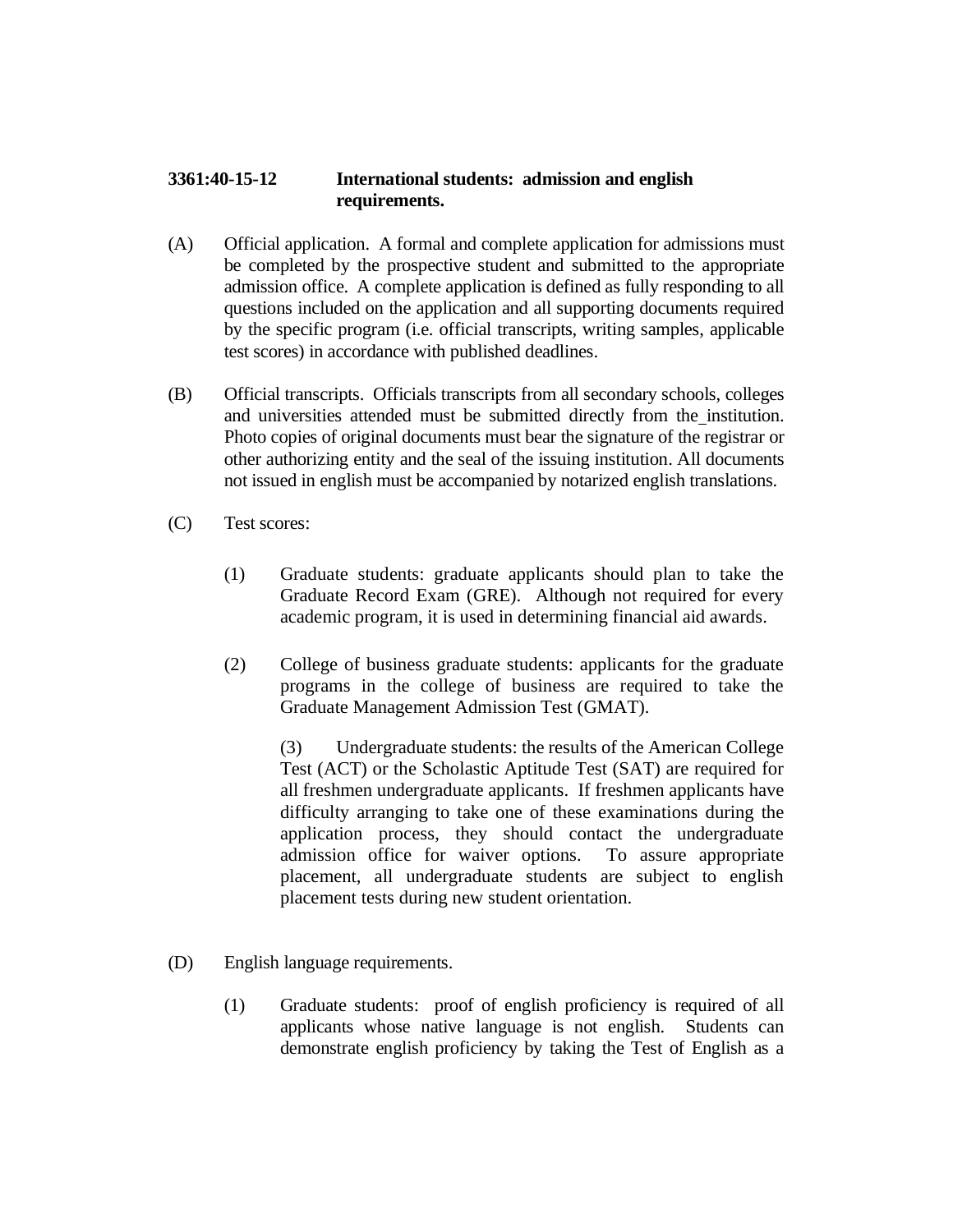**3361:40-15-12 International students: admission and english requirements.**

(A) Official application. A formal and complete application for admissions must be completed by the prospective student and submitted to the appropriate admission office. A complete application is defined as fully responding to all questions included on the application and all supporting documents required by the specific program (i.e. official transcripts, writing samples, applicable test scores) in accordance with published deadlines.

(B) Official transcripts. Officials transcripts from all secondary schools, colleges and universities attended must be submitted directly from the_institution. Photo copies of original documents must bear the signature of the registrar or other authorizing entity and the seal of the issuing institution. All documents not issued in english must be accompanied by notarized english translations.

(C) Test scores:

(1) Graduate students: graduate applicants should plan to take the Graduate Record Exam (GRE). Although not required for every academic program, it is used in determining financial aid awards.

(2) College of business graduate students: applicants for the graduate programs in the college of business are required to take the Graduate Management Admission Test (GMAT).

(3) Undergraduate students: the results of the American College Test (ACT) or the Scholastic Aptitude Test (SAT) are required for all freshmen undergraduate applicants. If freshmen applicants have difficulty arranging to take one of these examinations during the application process, they should contact the undergraduate admission office for waiver options. To assure appropriate placement, all undergraduate students are subject to english placement tests during new student orientation.

(D) English language requirements.

(1) Graduate students: proof of english proficiency is required of all applicants whose native language is not english. Students can demonstrate english proficiency by taking the Test of English as a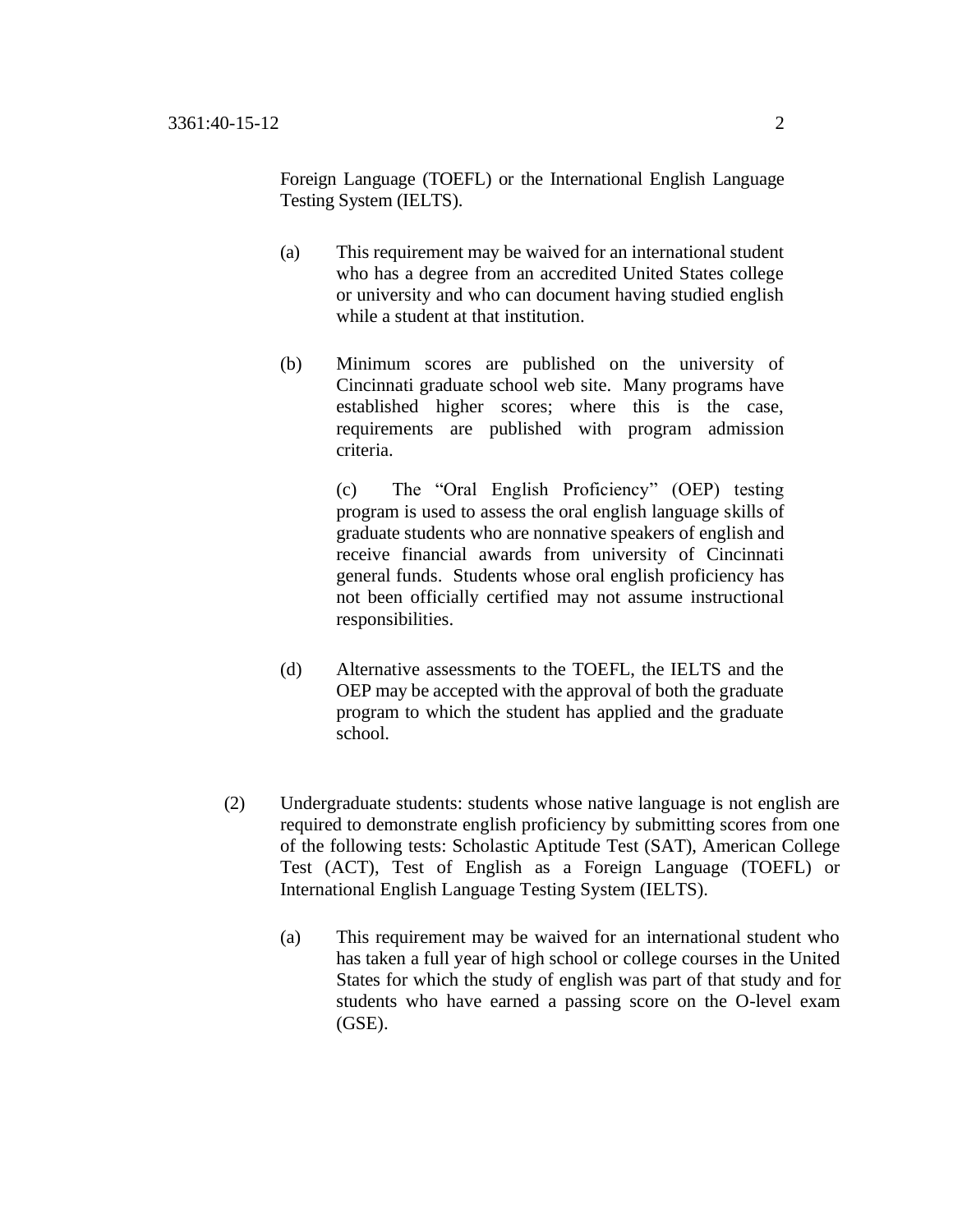Foreign Language (TOEFL) or the International English Language Testing System (IELTS).

(a) This requirement may be waived for an international student who has a degree from an accredited United States college or university and who can document having studied english while a student at that institution.

(b) Minimum scores are published on the university of Cincinnati graduate school web site. Many programs have established higher scores; where this is the case, requirements are published with program admission criteria.

(c) The "Oral English Proficiency" (OEP) testing program is used to assess the oral english language skills of graduate students who are nonnative speakers of english and receive financial awards from university of Cincinnati general funds. Students whose oral english proficiency has not been officially certified may not assume instructional responsibilities.

(d) Alternative assessments to the TOEFL, the IELTS and the OEP may be accepted with the approval of both the graduate program to which the student has applied and the graduate school.

(2) Undergraduate students: students whose native language is not english are required to demonstrate english proficiency by submitting scores from one of the following tests: Scholastic Aptitude Test (SAT), American College Test (ACT), Test of English as a Foreign Language (TOEFL) or International English Language Testing System (IELTS).

(a) This requirement may be waived for an international student who has taken a full year of high school or college courses in the United States for which the study of english was part of that study and for students who have earned a passing score on the O-level exam (GSE).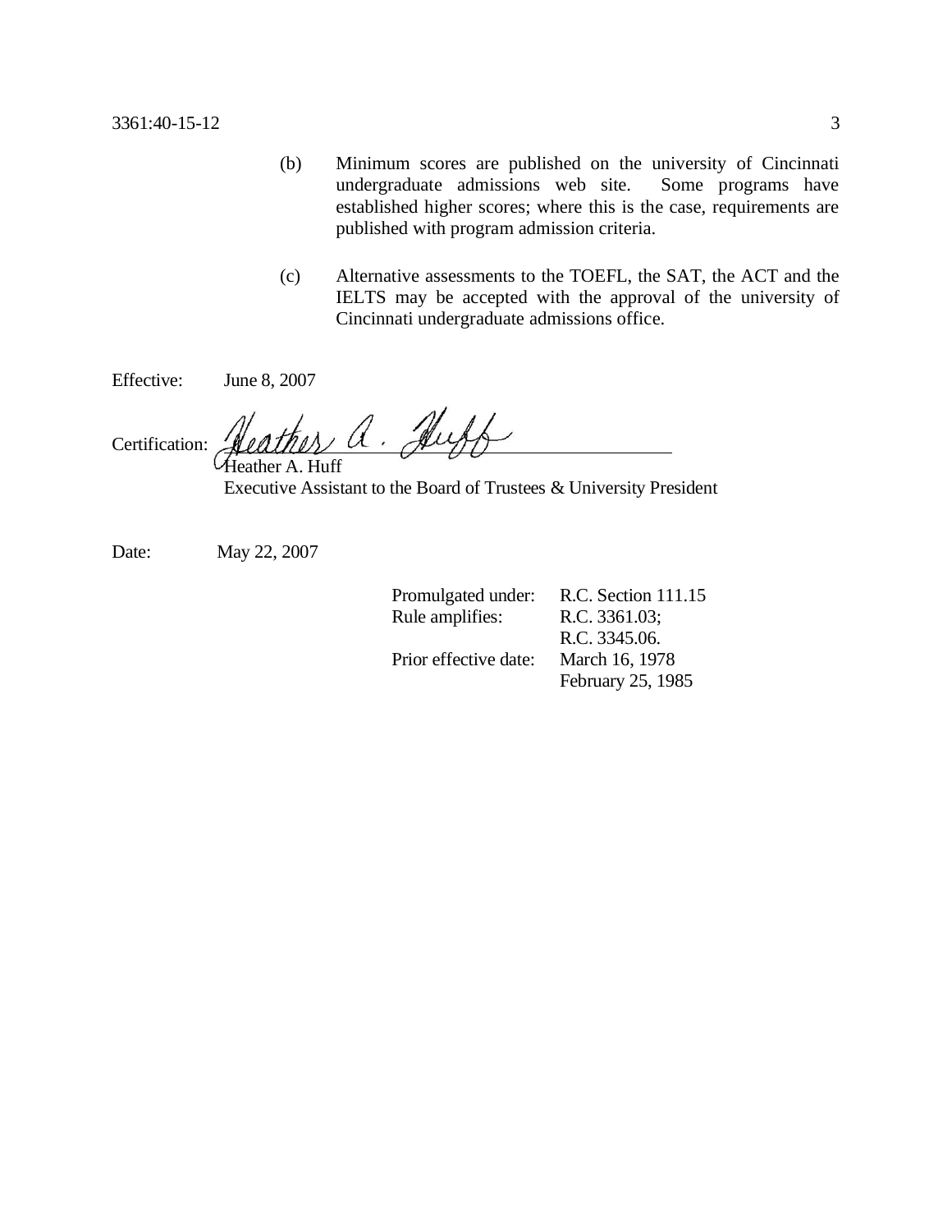(b) Minimum scores are published on the university of Cincinnati undergraduate admissions web site. Some programs have established higher scores; where this is the case, requirements are published with program admission criteria.

(c) Alternative assessments to the TOEFL, the SAT, the ACT and the IELTS may be accepted with the approval of the university of Cincinnati undergraduate admissions office.

Effective: June 8, 2007

Certification: Heather A. Huff

Heather A. Huff
Executive Assistant to the Board of Trustees & University President

Date: May 22, 2007

Promulgated under: R.C. Section 111.15
Rule amplifies: R.C. 3361.03;
R.C. 3345.06.
Prior effective date: March 16, 1978
February 25, 1985